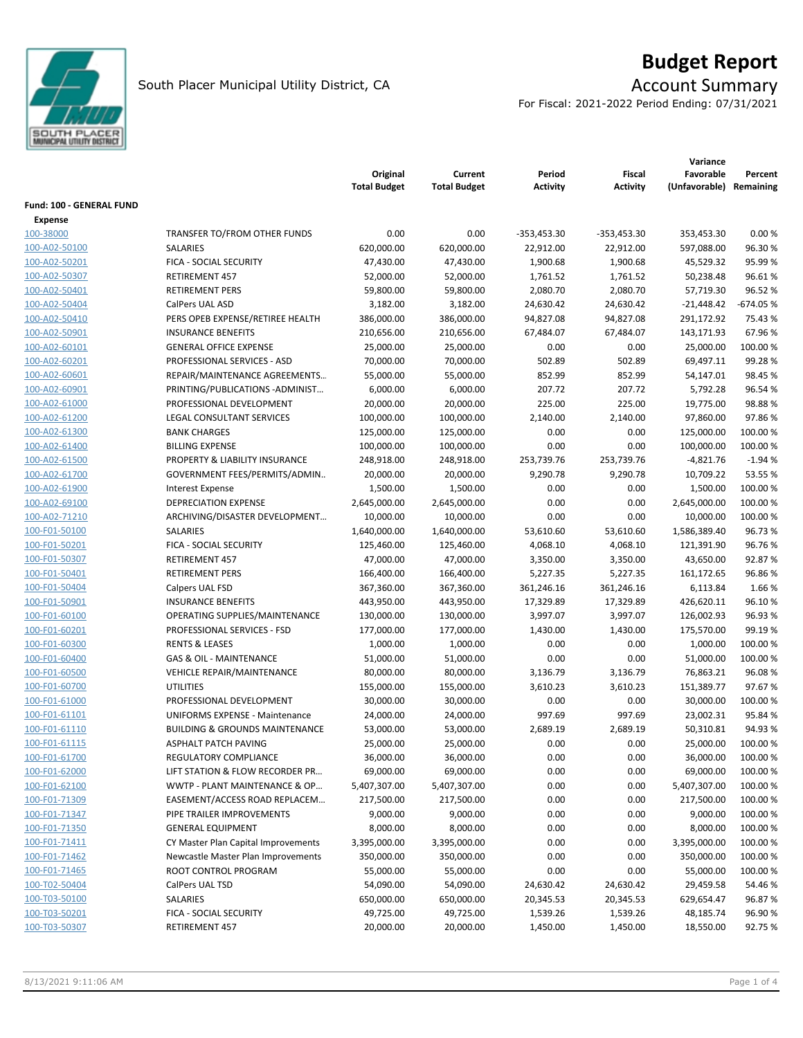# Budget Report

South Placer Municipal Utility District, CA

## Account Summary

For Fiscal: 2021-2022 Period Ending: 07/31/2021

| | | Original Total Budget | Current Total Budget | Period Activity | Fiscal Activity | Variance Favorable (Unfavorable) | Percent Remaining |
|---|---|---|---|---|---|---|---|
| **Fund: 100 - GENERAL FUND** | | | | | | | |
| **Expense** | | | | | | | |
| 100-38000 | TRANSFER TO/FROM OTHER FUNDS | 0.00 | 0.00 | -353,453.30 | -353,453.30 | 353,453.30 | 0.00 % |
| 100-A02-50100 | SALARIES | 620,000.00 | 620,000.00 | 22,912.00 | 22,912.00 | 597,088.00 | 96.30 % |
| 100-A02-50201 | FICA - SOCIAL SECURITY | 47,430.00 | 47,430.00 | 1,900.68 | 1,900.68 | 45,529.32 | 95.99 % |
| 100-A02-50307 | RETIREMENT 457 | 52,000.00 | 52,000.00 | 1,761.52 | 1,761.52 | 50,238.48 | 96.61 % |
| 100-A02-50401 | RETIREMENT PERS | 59,800.00 | 59,800.00 | 2,080.70 | 2,080.70 | 57,719.30 | 96.52 % |
| 100-A02-50404 | CalPers UAL ASD | 3,182.00 | 3,182.00 | 24,630.42 | 24,630.42 | -21,448.42 | -674.05 % |
| 100-A02-50410 | PERS OPEB EXPENSE/RETIREE HEALTH | 386,000.00 | 386,000.00 | 94,827.08 | 94,827.08 | 291,172.92 | 75.43 % |
| 100-A02-50901 | INSURANCE BENEFITS | 210,656.00 | 210,656.00 | 67,484.07 | 67,484.07 | 143,171.93 | 67.96 % |
| 100-A02-60101 | GENERAL OFFICE EXPENSE | 25,000.00 | 25,000.00 | 0.00 | 0.00 | 25,000.00 | 100.00 % |
| 100-A02-60201 | PROFESSIONAL SERVICES - ASD | 70,000.00 | 70,000.00 | 502.89 | 502.89 | 69,497.11 | 99.28 % |
| 100-A02-60601 | REPAIR/MAINTENANCE AGREEMENTS… | 55,000.00 | 55,000.00 | 852.99 | 852.99 | 54,147.01 | 98.45 % |
| 100-A02-60901 | PRINTING/PUBLICATIONS -ADMINIST… | 6,000.00 | 6,000.00 | 207.72 | 207.72 | 5,792.28 | 96.54 % |
| 100-A02-61000 | PROFESSIONAL DEVELOPMENT | 20,000.00 | 20,000.00 | 225.00 | 225.00 | 19,775.00 | 98.88 % |
| 100-A02-61200 | LEGAL CONSULTANT SERVICES | 100,000.00 | 100,000.00 | 2,140.00 | 2,140.00 | 97,860.00 | 97.86 % |
| 100-A02-61300 | BANK CHARGES | 125,000.00 | 125,000.00 | 0.00 | 0.00 | 125,000.00 | 100.00 % |
| 100-A02-61400 | BILLING EXPENSE | 100,000.00 | 100,000.00 | 0.00 | 0.00 | 100,000.00 | 100.00 % |
| 100-A02-61500 | PROPERTY & LIABILITY INSURANCE | 248,918.00 | 248,918.00 | 253,739.76 | 253,739.76 | -4,821.76 | -1.94 % |
| 100-A02-61700 | GOVERNMENT FEES/PERMITS/ADMIN.. | 20,000.00 | 20,000.00 | 9,290.78 | 9,290.78 | 10,709.22 | 53.55 % |
| 100-A02-61900 | Interest Expense | 1,500.00 | 1,500.00 | 0.00 | 0.00 | 1,500.00 | 100.00 % |
| 100-A02-69100 | DEPRECIATION EXPENSE | 2,645,000.00 | 2,645,000.00 | 0.00 | 0.00 | 2,645,000.00 | 100.00 % |
| 100-A02-71210 | ARCHIVING/DISASTER DEVELOPMENT… | 10,000.00 | 10,000.00 | 0.00 | 0.00 | 10,000.00 | 100.00 % |
| 100-F01-50100 | SALARIES | 1,640,000.00 | 1,640,000.00 | 53,610.60 | 53,610.60 | 1,586,389.40 | 96.73 % |
| 100-F01-50201 | FICA - SOCIAL SECURITY | 125,460.00 | 125,460.00 | 4,068.10 | 4,068.10 | 121,391.90 | 96.76 % |
| 100-F01-50307 | RETIREMENT 457 | 47,000.00 | 47,000.00 | 3,350.00 | 3,350.00 | 43,650.00 | 92.87 % |
| 100-F01-50401 | RETIREMENT PERS | 166,400.00 | 166,400.00 | 5,227.35 | 5,227.35 | 161,172.65 | 96.86 % |
| 100-F01-50404 | Calpers UAL FSD | 367,360.00 | 367,360.00 | 361,246.16 | 361,246.16 | 6,113.84 | 1.66 % |
| 100-F01-50901 | INSURANCE BENEFITS | 443,950.00 | 443,950.00 | 17,329.89 | 17,329.89 | 426,620.11 | 96.10 % |
| 100-F01-60100 | OPERATING SUPPLIES/MAINTENANCE | 130,000.00 | 130,000.00 | 3,997.07 | 3,997.07 | 126,002.93 | 96.93 % |
| 100-F01-60201 | PROFESSIONAL SERVICES - FSD | 177,000.00 | 177,000.00 | 1,430.00 | 1,430.00 | 175,570.00 | 99.19 % |
| 100-F01-60300 | RENTS & LEASES | 1,000.00 | 1,000.00 | 0.00 | 0.00 | 1,000.00 | 100.00 % |
| 100-F01-60400 | GAS & OIL - MAINTENANCE | 51,000.00 | 51,000.00 | 0.00 | 0.00 | 51,000.00 | 100.00 % |
| 100-F01-60500 | VEHICLE REPAIR/MAINTENANCE | 80,000.00 | 80,000.00 | 3,136.79 | 3,136.79 | 76,863.21 | 96.08 % |
| 100-F01-60700 | UTILITIES | 155,000.00 | 155,000.00 | 3,610.23 | 3,610.23 | 151,389.77 | 97.67 % |
| 100-F01-61000 | PROFESSIONAL DEVELOPMENT | 30,000.00 | 30,000.00 | 0.00 | 0.00 | 30,000.00 | 100.00 % |
| 100-F01-61101 | UNIFORMS EXPENSE - Maintenance | 24,000.00 | 24,000.00 | 997.69 | 997.69 | 23,002.31 | 95.84 % |
| 100-F01-61110 | BUILDING & GROUNDS MAINTENANCE | 53,000.00 | 53,000.00 | 2,689.19 | 2,689.19 | 50,310.81 | 94.93 % |
| 100-F01-61115 | ASPHALT PATCH PAVING | 25,000.00 | 25,000.00 | 0.00 | 0.00 | 25,000.00 | 100.00 % |
| 100-F01-61700 | REGULATORY COMPLIANCE | 36,000.00 | 36,000.00 | 0.00 | 0.00 | 36,000.00 | 100.00 % |
| 100-F01-62000 | LIFT STATION & FLOW RECORDER PR… | 69,000.00 | 69,000.00 | 0.00 | 0.00 | 69,000.00 | 100.00 % |
| 100-F01-62100 | WWTP - PLANT MAINTENANCE & OP… | 5,407,307.00 | 5,407,307.00 | 0.00 | 0.00 | 5,407,307.00 | 100.00 % |
| 100-F01-71309 | EASEMENT/ACCESS ROAD REPLACEM… | 217,500.00 | 217,500.00 | 0.00 | 0.00 | 217,500.00 | 100.00 % |
| 100-F01-71347 | PIPE TRAILER IMPROVEMENTS | 9,000.00 | 9,000.00 | 0.00 | 0.00 | 9,000.00 | 100.00 % |
| 100-F01-71350 | GENERAL EQUIPMENT | 8,000.00 | 8,000.00 | 0.00 | 0.00 | 8,000.00 | 100.00 % |
| 100-F01-71411 | CY Master Plan Capital Improvements | 3,395,000.00 | 3,395,000.00 | 0.00 | 0.00 | 3,395,000.00 | 100.00 % |
| 100-F01-71462 | Newcastle Master Plan Improvements | 350,000.00 | 350,000.00 | 0.00 | 0.00 | 350,000.00 | 100.00 % |
| 100-F01-71465 | ROOT CONTROL PROGRAM | 55,000.00 | 55,000.00 | 0.00 | 0.00 | 55,000.00 | 100.00 % |
| 100-T02-50404 | CalPers UAL TSD | 54,090.00 | 54,090.00 | 24,630.42 | 24,630.42 | 29,459.58 | 54.46 % |
| 100-T03-50100 | SALARIES | 650,000.00 | 650,000.00 | 20,345.53 | 20,345.53 | 629,654.47 | 96.87 % |
| 100-T03-50201 | FICA - SOCIAL SECURITY | 49,725.00 | 49,725.00 | 1,539.26 | 1,539.26 | 48,185.74 | 96.90 % |
| 100-T03-50307 | RETIREMENT 457 | 20,000.00 | 20,000.00 | 1,450.00 | 1,450.00 | 18,550.00 | 92.75 % |

8/13/2021 9:11:06 AM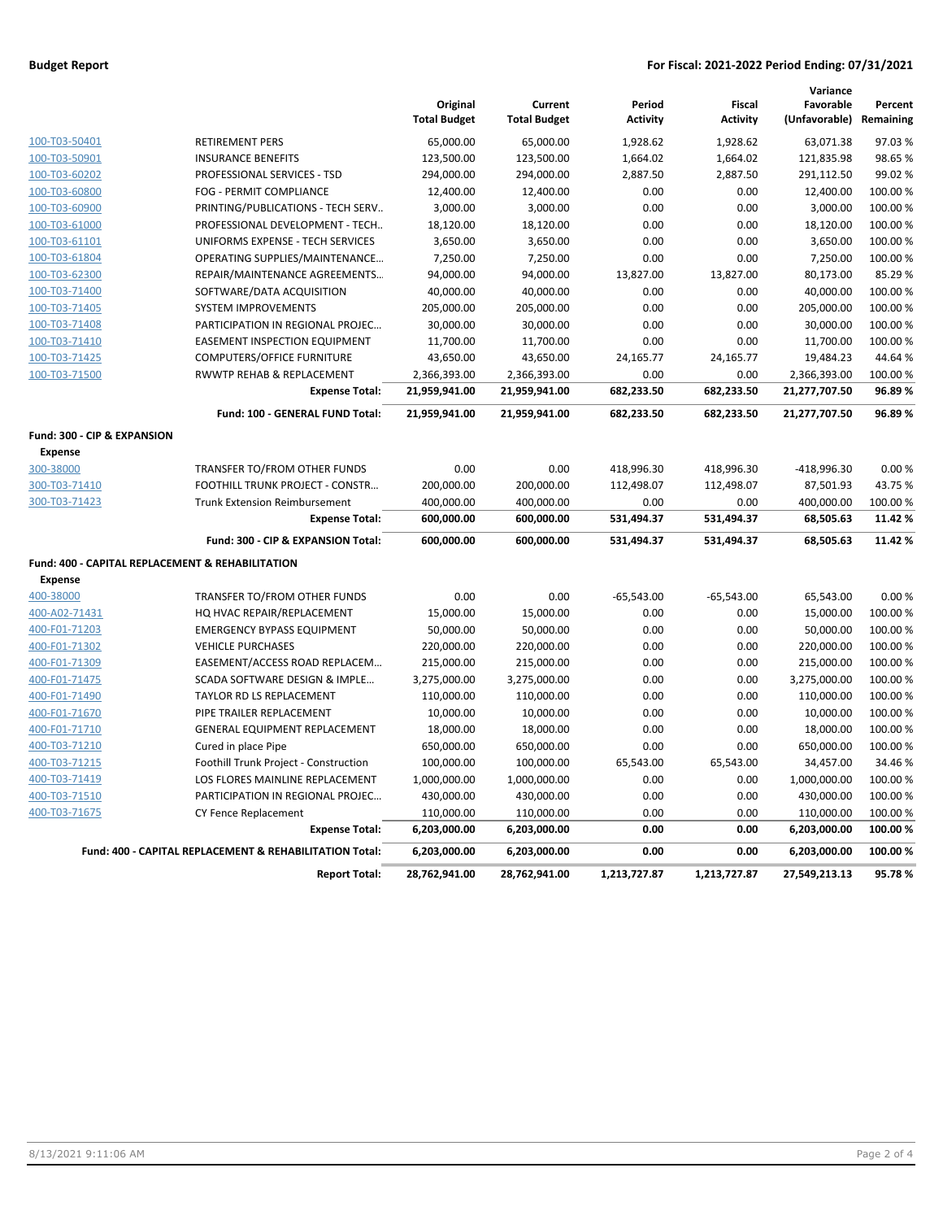**Budget Report** 

**For Fiscal: 2021-2022 Period Ending: 07/31/2021**

| | | Original Total Budget | Current Total Budget | Period Activity | Fiscal Activity | Variance Favorable (Unfavorable) | Percent Remaining |
|---|---|---|---|---|---|---|---|
| 100-T03-50401 | RETIREMENT PERS | 65,000.00 | 65,000.00 | 1,928.62 | 1,928.62 | 63,071.38 | 97.03 % |
| 100-T03-50901 | INSURANCE BENEFITS | 123,500.00 | 123,500.00 | 1,664.02 | 1,664.02 | 121,835.98 | 98.65 % |
| 100-T03-60202 | PROFESSIONAL SERVICES - TSD | 294,000.00 | 294,000.00 | 2,887.50 | 2,887.50 | 291,112.50 | 99.02 % |
| 100-T03-60800 | FOG - PERMIT COMPLIANCE | 12,400.00 | 12,400.00 | 0.00 | 0.00 | 12,400.00 | 100.00 % |
| 100-T03-60900 | PRINTING/PUBLICATIONS - TECH SERV.. | 3,000.00 | 3,000.00 | 0.00 | 0.00 | 3,000.00 | 100.00 % |
| 100-T03-61000 | PROFESSIONAL DEVELOPMENT - TECH.. | 18,120.00 | 18,120.00 | 0.00 | 0.00 | 18,120.00 | 100.00 % |
| 100-T03-61101 | UNIFORMS EXPENSE - TECH SERVICES | 3,650.00 | 3,650.00 | 0.00 | 0.00 | 3,650.00 | 100.00 % |
| 100-T03-61804 | OPERATING SUPPLIES/MAINTENANCE... | 7,250.00 | 7,250.00 | 0.00 | 0.00 | 7,250.00 | 100.00 % |
| 100-T03-62300 | REPAIR/MAINTENANCE AGREEMENTS... | 94,000.00 | 94,000.00 | 13,827.00 | 13,827.00 | 80,173.00 | 85.29 % |
| 100-T03-71400 | SOFTWARE/DATA ACQUISITION | 40,000.00 | 40,000.00 | 0.00 | 0.00 | 40,000.00 | 100.00 % |
| 100-T03-71405 | SYSTEM IMPROVEMENTS | 205,000.00 | 205,000.00 | 0.00 | 0.00 | 205,000.00 | 100.00 % |
| 100-T03-71408 | PARTICIPATION IN REGIONAL PROJEC... | 30,000.00 | 30,000.00 | 0.00 | 0.00 | 30,000.00 | 100.00 % |
| 100-T03-71410 | EASEMENT INSPECTION EQUIPMENT | 11,700.00 | 11,700.00 | 0.00 | 0.00 | 11,700.00 | 100.00 % |
| 100-T03-71425 | COMPUTERS/OFFICE FURNITURE | 43,650.00 | 43,650.00 | 24,165.77 | 24,165.77 | 19,484.23 | 44.64 % |
| 100-T03-71500 | RWWTP REHAB & REPLACEMENT | 2,366,393.00 | 2,366,393.00 | 0.00 | 0.00 | 2,366,393.00 | 100.00 % |
| | **Expense Total:** | **21,959,941.00** | **21,959,941.00** | **682,233.50** | **682,233.50** | **21,277,707.50** | **96.89 %** |
| | **Fund: 100 - GENERAL FUND Total:** | **21,959,941.00** | **21,959,941.00** | **682,233.50** | **682,233.50** | **21,277,707.50** | **96.89 %** |
| **Fund: 300 - CIP & EXPANSION** | | | | | | | |
| **Expense** | | | | | | | |
| 300-38000 | TRANSFER TO/FROM OTHER FUNDS | 0.00 | 0.00 | 418,996.30 | 418,996.30 | -418,996.30 | 0.00 % |
| 300-T03-71410 | FOOTHILL TRUNK PROJECT - CONSTR... | 200,000.00 | 200,000.00 | 112,498.07 | 112,498.07 | 87,501.93 | 43.75 % |
| 300-T03-71423 | Trunk Extension Reimbursement | 400,000.00 | 400,000.00 | 0.00 | 0.00 | 400,000.00 | 100.00 % |
| | **Expense Total:** | **600,000.00** | **600,000.00** | **531,494.37** | **531,494.37** | **68,505.63** | **11.42 %** |
| | **Fund: 300 - CIP & EXPANSION Total:** | **600,000.00** | **600,000.00** | **531,494.37** | **531,494.37** | **68,505.63** | **11.42 %** |
| **Fund: 400 - CAPITAL REPLACEMENT & REHABILITATION** | | | | | | | |
| **Expense** | | | | | | | |
| 400-38000 | TRANSFER TO/FROM OTHER FUNDS | 0.00 | 0.00 | -65,543.00 | -65,543.00 | 65,543.00 | 0.00 % |
| 400-A02-71431 | HQ HVAC REPAIR/REPLACEMENT | 15,000.00 | 15,000.00 | 0.00 | 0.00 | 15,000.00 | 100.00 % |
| 400-F01-71203 | EMERGENCY BYPASS EQUIPMENT | 50,000.00 | 50,000.00 | 0.00 | 0.00 | 50,000.00 | 100.00 % |
| 400-F01-71302 | VEHICLE PURCHASES | 220,000.00 | 220,000.00 | 0.00 | 0.00 | 220,000.00 | 100.00 % |
| 400-F01-71309 | EASEMENT/ACCESS ROAD REPLACEM... | 215,000.00 | 215,000.00 | 0.00 | 0.00 | 215,000.00 | 100.00 % |
| 400-F01-71475 | SCADA SOFTWARE DESIGN & IMPLE... | 3,275,000.00 | 3,275,000.00 | 0.00 | 0.00 | 3,275,000.00 | 100.00 % |
| 400-F01-71490 | TAYLOR RD LS REPLACEMENT | 110,000.00 | 110,000.00 | 0.00 | 0.00 | 110,000.00 | 100.00 % |
| 400-F01-71670 | PIPE TRAILER REPLACEMENT | 10,000.00 | 10,000.00 | 0.00 | 0.00 | 10,000.00 | 100.00 % |
| 400-F01-71710 | GENERAL EQUIPMENT REPLACEMENT | 18,000.00 | 18,000.00 | 0.00 | 0.00 | 18,000.00 | 100.00 % |
| 400-T03-71210 | Cured in place Pipe | 650,000.00 | 650,000.00 | 0.00 | 0.00 | 650,000.00 | 100.00 % |
| 400-T03-71215 | Foothill Trunk Project - Construction | 100,000.00 | 100,000.00 | 65,543.00 | 65,543.00 | 34,457.00 | 34.46 % |
| 400-T03-71419 | LOS FLORES MAINLINE REPLACEMENT | 1,000,000.00 | 1,000,000.00 | 0.00 | 0.00 | 1,000,000.00 | 100.00 % |
| 400-T03-71510 | PARTICIPATION IN REGIONAL PROJEC... | 430,000.00 | 430,000.00 | 0.00 | 0.00 | 430,000.00 | 100.00 % |
| 400-T03-71675 | CY Fence Replacement | 110,000.00 | 110,000.00 | 0.00 | 0.00 | 110,000.00 | 100.00 % |
| | **Expense Total:** | **6,203,000.00** | **6,203,000.00** | **0.00** | **0.00** | **6,203,000.00** | **100.00 %** |
| | **Fund: 400 - CAPITAL REPLACEMENT & REHABILITATION Total:** | **6,203,000.00** | **6,203,000.00** | **0.00** | **0.00** | **6,203,000.00** | **100.00 %** |
| | **Report Total:** | **28,762,941.00** | **28,762,941.00** | **1,213,727.87** | **1,213,727.87** | **27,549,213.13** | **95.78 %** |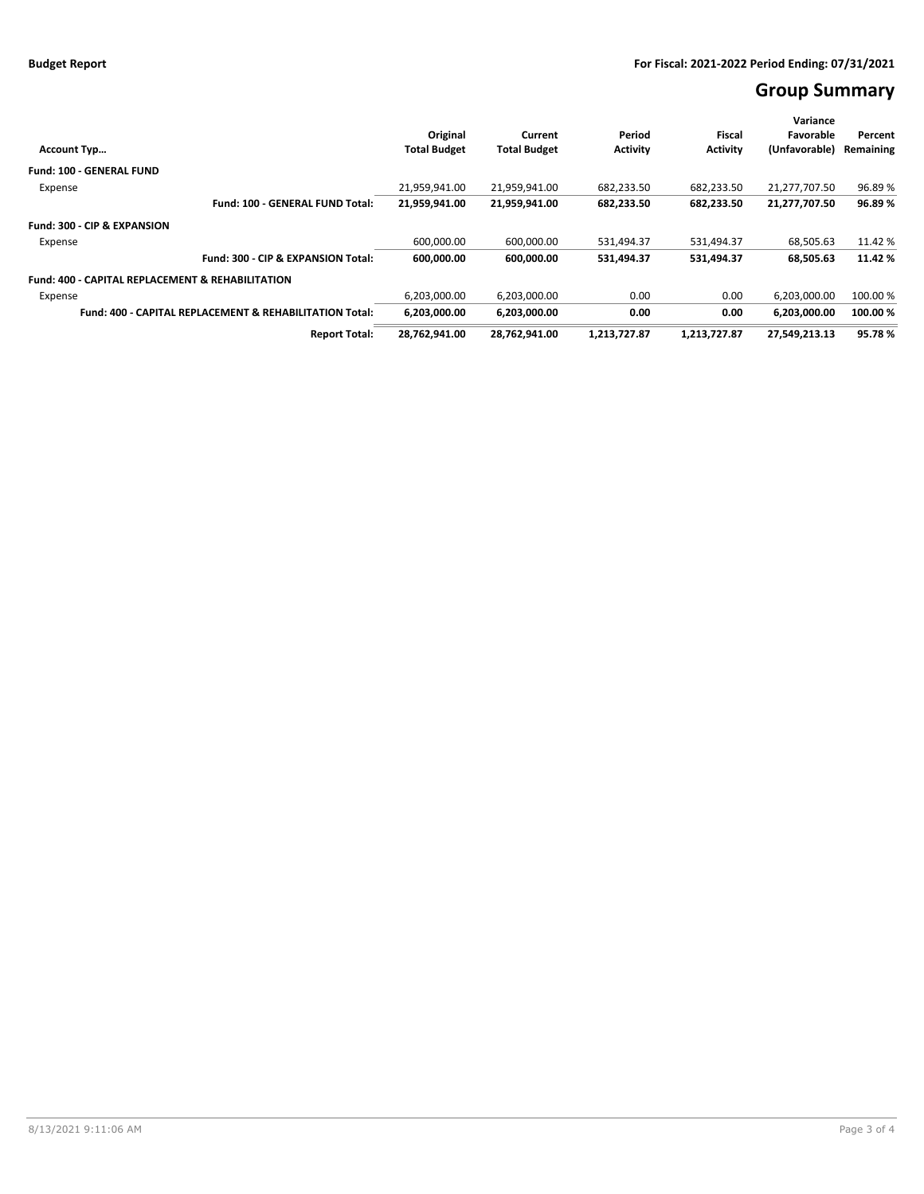**Budget Report** **For Fiscal: 2021-2022 Period Ending: 07/31/2021**

# Group Summary

| Account Typ… | Original Total Budget | Current Total Budget | Period Activity | Fiscal Activity | Variance Favorable (Unfavorable) | Percent Remaining |
|---|---|---|---|---|---|---|
| **Fund: 100 - GENERAL FUND** | | | | | | |
| Expense | 21,959,941.00 | 21,959,941.00 | 682,233.50 | 682,233.50 | 21,277,707.50 | 96.89 % |
| **Fund: 100 - GENERAL FUND Total:** | **21,959,941.00** | **21,959,941.00** | **682,233.50** | **682,233.50** | **21,277,707.50** | **96.89 %** |
| **Fund: 300 - CIP & EXPANSION** | | | | | | |
| Expense | 600,000.00 | 600,000.00 | 531,494.37 | 531,494.37 | 68,505.63 | 11.42 % |
| **Fund: 300 - CIP & EXPANSION Total:** | **600,000.00** | **600,000.00** | **531,494.37** | **531,494.37** | **68,505.63** | **11.42 %** |
| **Fund: 400 - CAPITAL REPLACEMENT & REHABILITATION** | | | | | | |
| Expense | 6,203,000.00 | 6,203,000.00 | 0.00 | 0.00 | 6,203,000.00 | 100.00 % |
| **Fund: 400 - CAPITAL REPLACEMENT & REHABILITATION Total:** | **6,203,000.00** | **6,203,000.00** | **0.00** | **0.00** | **6,203,000.00** | **100.00 %** |
| **Report Total:** | **28,762,941.00** | **28,762,941.00** | **1,213,727.87** | **1,213,727.87** | **27,549,213.13** | **95.78 %** |

8/13/2021 9:11:06 AM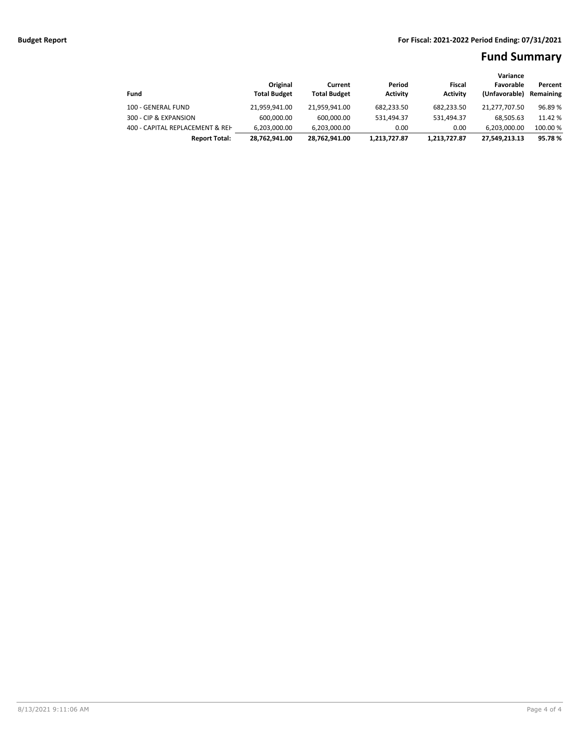## Fund Summary

| Fund | Original Total Budget | Current Total Budget | Period Activity | Fiscal Activity | Variance Favorable (Unfavorable) | Percent Remaining |
|---|---|---|---|---|---|---|
| 100 - GENERAL FUND | 21,959,941.00 | 21,959,941.00 | 682,233.50 | 682,233.50 | 21,277,707.50 | 96.89 % |
| 300 - CIP & EXPANSION | 600,000.00 | 600,000.00 | 531,494.37 | 531,494.37 | 68,505.63 | 11.42 % |
| 400 - CAPITAL REPLACEMENT & REH | 6,203,000.00 | 6,203,000.00 | 0.00 | 0.00 | 6,203,000.00 | 100.00 % |
| **Report Total:** | **28,762,941.00** | **28,762,941.00** | **1,213,727.87** | **1,213,727.87** | **27,549,213.13** | **95.78 %** |